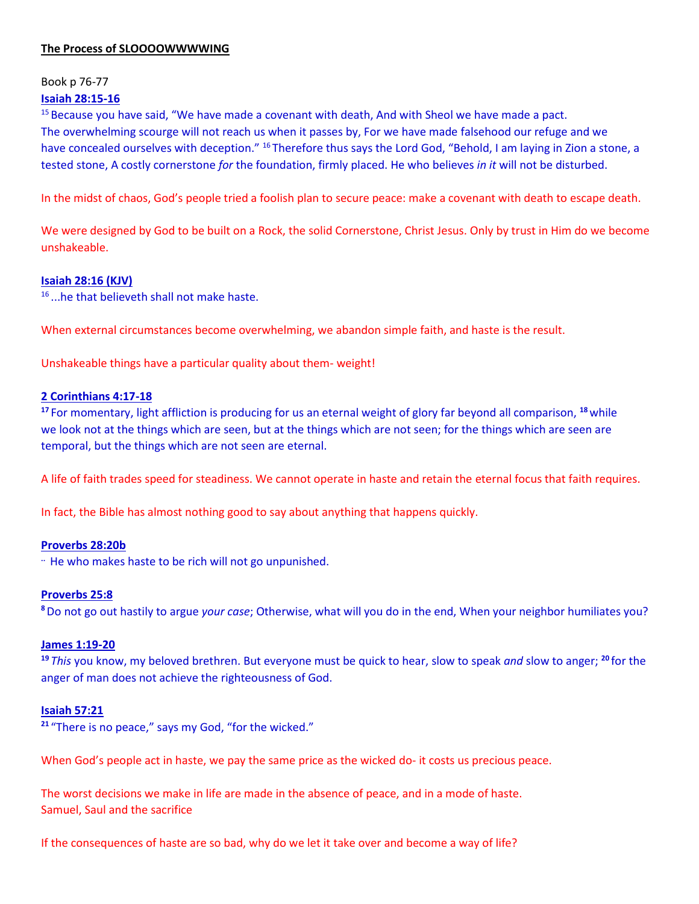**The Process of SLOOOOWWWWING**

Book p 76-77

**Isaiah 28:15-16**

[15] Because you have said, "We have made a covenant with death, And with Sheol we have made a pact. The overwhelming scourge will not reach us when it passes by, For we have made falsehood our refuge and we have concealed ourselves with deception." [16] Therefore thus says the Lord God, "Behold, I am laying in Zion a stone, a tested stone, A costly cornerstone *for* the foundation, firmly placed. He who believes *in it* will not be disturbed.

In the midst of chaos, God's people tried a foolish plan to secure peace: make a covenant with death to escape death.

We were designed by God to be built on a Rock, the solid Cornerstone, Christ Jesus. Only by trust in Him do we become unshakeable.

**Isaiah 28:16 (KJV)**

[16] ...he that believeth shall not make haste.

When external circumstances become overwhelming, we abandon simple faith, and haste is the result.

Unshakeable things have a particular quality about them- weight!

**2 Corinthians 4:17-18**

**[17]** For momentary, light affliction is producing for us an eternal weight of glory far beyond all comparison, **[18]** while we look not at the things which are seen, but at the things which are not seen; for the things which are seen are temporal, but the things which are not seen are eternal.

A life of faith trades speed for steadiness. We cannot operate in haste and retain the eternal focus that faith requires.

In fact, the Bible has almost nothing good to say about anything that happens quickly.

**Proverbs 28:20b**

¨ He who makes haste to be rich will not go unpunished.

**Proverbs 25:8**

**[8]** Do not go out hastily to argue *your case*; Otherwise, what will you do in the end, When your neighbor humiliates you?

**James 1:19-20**

**[19]** *This* you know, my beloved brethren. But everyone must be quick to hear, slow to speak *and* slow to anger; **[20]** for the anger of man does not achieve the righteousness of God.

**Isaiah 57:21**

**[21]** "There is no peace," says my God, "for the wicked."

When God's people act in haste, we pay the same price as the wicked do- it costs us precious peace.

The worst decisions we make in life are made in the absence of peace, and in a mode of haste.
Samuel, Saul and the sacrifice

If the consequences of haste are so bad, why do we let it take over and become a way of life?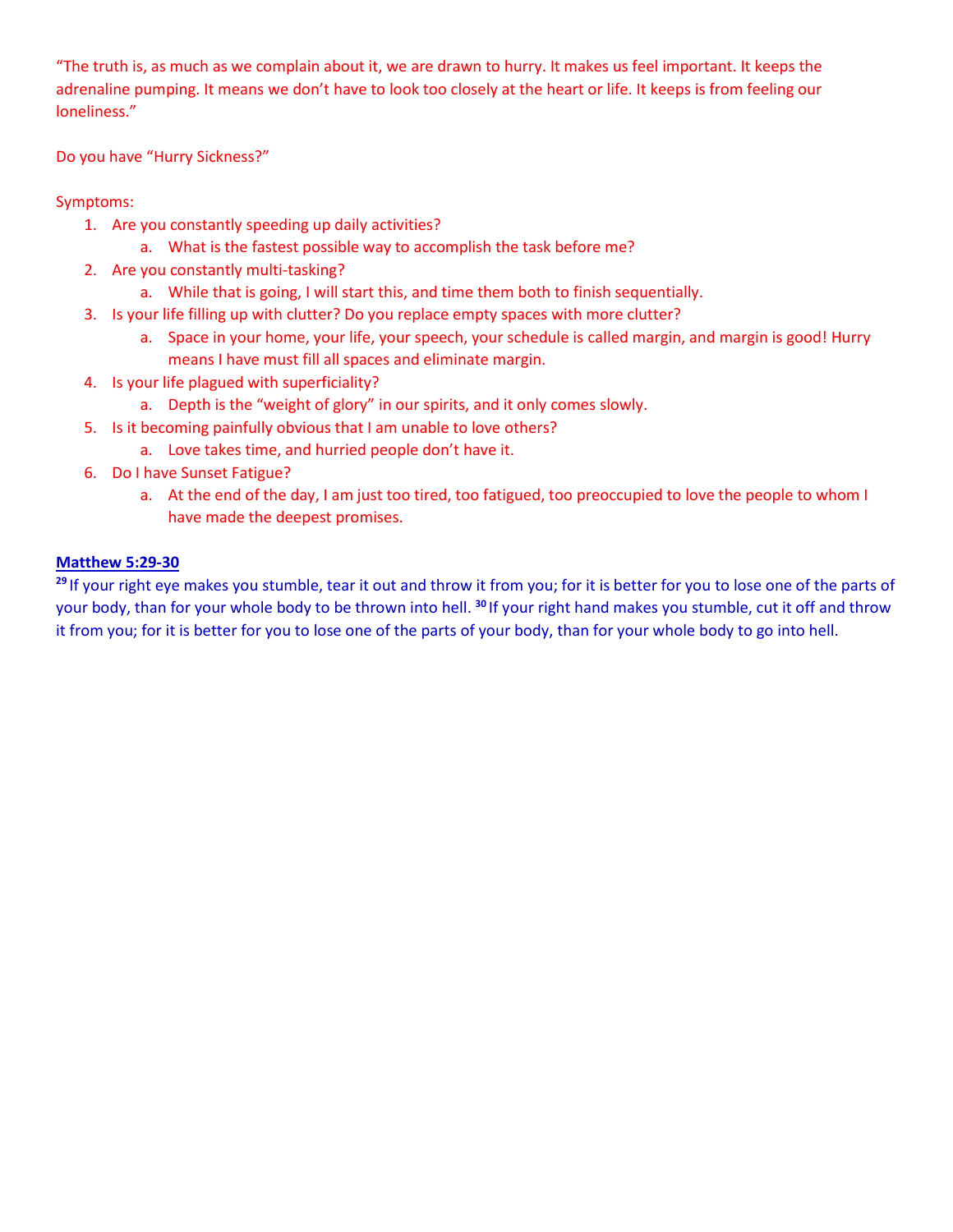"The truth is, as much as we complain about it, we are drawn to hurry. It makes us feel important. It keeps the adrenaline pumping. It means we don't have to look too closely at the heart or life. It keeps is from feeling our loneliness."

Do you have "Hurry Sickness?"

Symptoms:

1. Are you constantly speeding up daily activities?
   a. What is the fastest possible way to accomplish the task before me?
2. Are you constantly multi-tasking?
   a. While that is going, I will start this, and time them both to finish sequentially.
3. Is your life filling up with clutter? Do you replace empty spaces with more clutter?
   a. Space in your home, your life, your speech, your schedule is called margin, and margin is good! Hurry means I have must fill all spaces and eliminate margin.
4. Is your life plagued with superficiality?
   a. Depth is the "weight of glory" in our spirits, and it only comes slowly.
5. Is it becoming painfully obvious that I am unable to love others?
   a. Love takes time, and hurried people don't have it.
6. Do I have Sunset Fatigue?
   a. At the end of the day, I am just too tired, too fatigued, too preoccupied to love the people to whom I have made the deepest promises.

**Matthew 5:29-30**

[29] If your right eye makes you stumble, tear it out and throw it from you; for it is better for you to lose one of the parts of your body, than for your whole body to be thrown into hell. [30] If your right hand makes you stumble, cut it off and throw it from you; for it is better for you to lose one of the parts of your body, than for your whole body to go into hell.